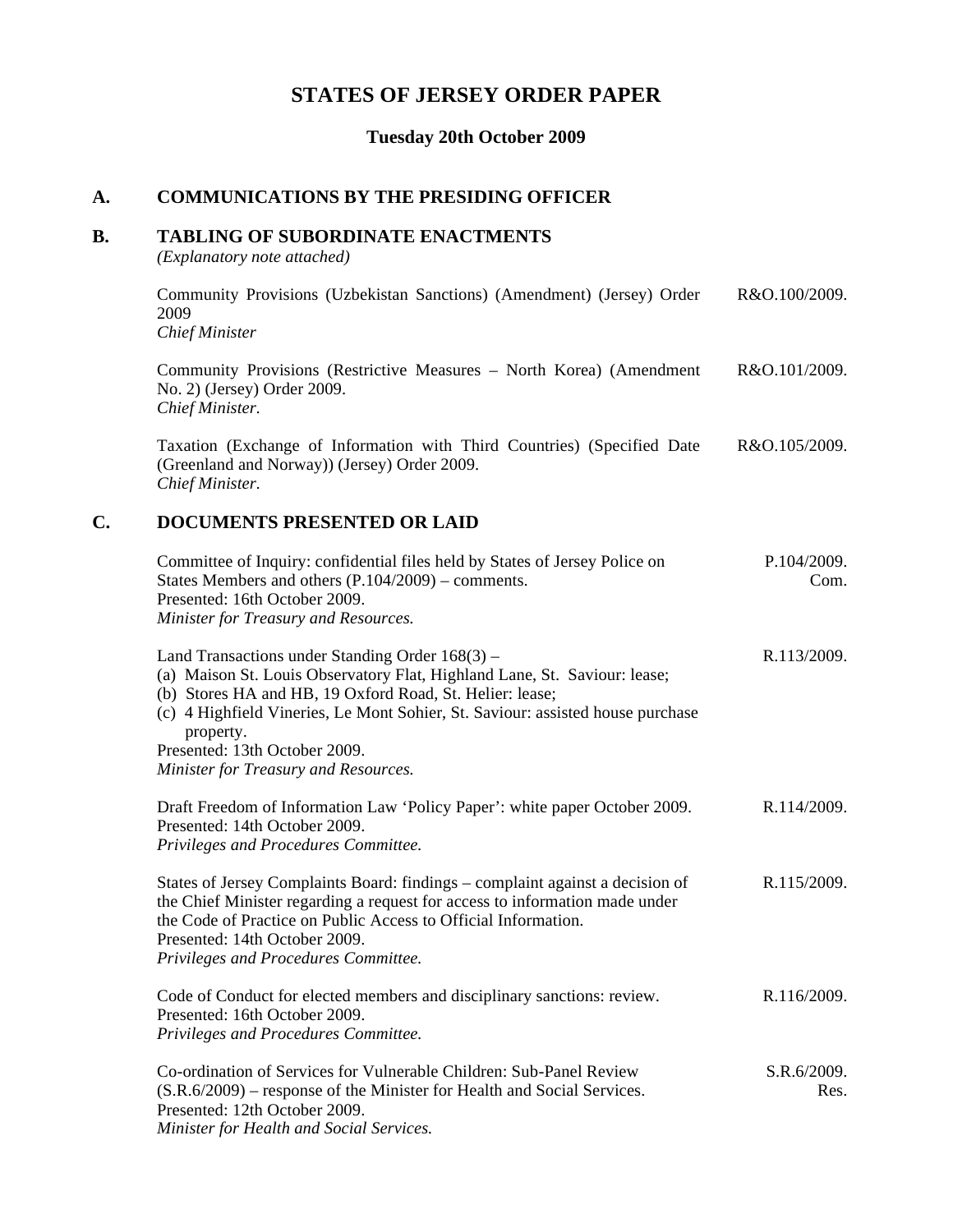# STATES OF JERSEY ORDER PAPER

**Tuesday 20th October 2009**

## A. COMMUNICATIONS BY THE PRESIDING OFFICER

## B. TABLING OF SUBORDINATE ENACTMENTS

*(Explanatory note attached)*

Community Provisions (Uzbekistan Sanctions) (Amendment) (Jersey) Order 2009 — R&O.100/2009.
*Chief Minister*

Community Provisions (Restrictive Measures – North Korea) (Amendment No. 2) (Jersey) Order 2009. — R&O.101/2009.
*Chief Minister.*

Taxation (Exchange of Information with Third Countries) (Specified Date (Greenland and Norway)) (Jersey) Order 2009. — R&O.105/2009.
*Chief Minister.*

## C. DOCUMENTS PRESENTED OR LAID

Committee of Inquiry: confidential files held by States of Jersey Police on States Members and others (P.104/2009) – comments. — P.104/2009. Com.
Presented: 16th October 2009.
*Minister for Treasury and Resources.*

Land Transactions under Standing Order 168(3) – — R.113/2009.
(a) Maison St. Louis Observatory Flat, Highland Lane, St. Saviour: lease;
(b) Stores HA and HB, 19 Oxford Road, St. Helier: lease;
(c) 4 Highfield Vineries, Le Mont Sohier, St. Saviour: assisted house purchase property.
Presented: 13th October 2009.
*Minister for Treasury and Resources.*

Draft Freedom of Information Law 'Policy Paper': white paper October 2009. — R.114/2009.
Presented: 14th October 2009.
*Privileges and Procedures Committee.*

States of Jersey Complaints Board: findings – complaint against a decision of the Chief Minister regarding a request for access to information made under the Code of Practice on Public Access to Official Information. — R.115/2009.
Presented: 14th October 2009.
*Privileges and Procedures Committee.*

Code of Conduct for elected members and disciplinary sanctions: review. — R.116/2009.
Presented: 16th October 2009.
*Privileges and Procedures Committee.*

Co-ordination of Services for Vulnerable Children: Sub-Panel Review (S.R.6/2009) – response of the Minister for Health and Social Services. — S.R.6/2009. Res.
Presented: 12th October 2009.
*Minister for Health and Social Services.*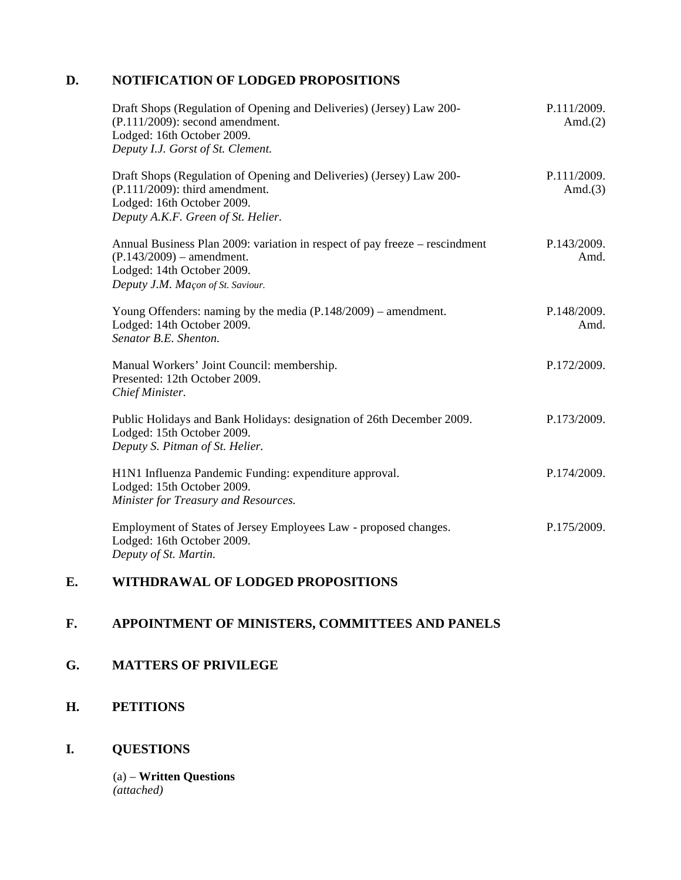## D. NOTIFICATION OF LODGED PROPOSITIONS

Draft Shops (Regulation of Opening and Deliveries) (Jersey) Law 200- (P.111/2009): second amendment.
Lodged: 16th October 2009.
*Deputy I.J. Gorst of St. Clement.*
P.111/2009. Amd.(2)

Draft Shops (Regulation of Opening and Deliveries) (Jersey) Law 200- (P.111/2009): third amendment.
Lodged: 16th October 2009.
*Deputy A.K.F. Green of St. Helier.*
P.111/2009. Amd.(3)

Annual Business Plan 2009: variation in respect of pay freeze – rescindment (P.143/2009) – amendment.
Lodged: 14th October 2009.
*Deputy J.M. Maçon of St. Saviour.*
P.143/2009. Amd.

Young Offenders: naming by the media (P.148/2009) – amendment.
Lodged: 14th October 2009.
*Senator B.E. Shenton.*
P.148/2009. Amd.

Manual Workers' Joint Council: membership.
Presented: 12th October 2009.
*Chief Minister.*
P.172/2009.

Public Holidays and Bank Holidays: designation of 26th December 2009.
Lodged: 15th October 2009.
*Deputy S. Pitman of St. Helier.*
P.173/2009.

H1N1 Influenza Pandemic Funding: expenditure approval.
Lodged: 15th October 2009.
*Minister for Treasury and Resources.*
P.174/2009.

Employment of States of Jersey Employees Law - proposed changes.
Lodged: 16th October 2009.
*Deputy of St. Martin.*
P.175/2009.

## E. WITHDRAWAL OF LODGED PROPOSITIONS

## F. APPOINTMENT OF MINISTERS, COMMITTEES AND PANELS

## G. MATTERS OF PRIVILEGE

## H. PETITIONS

## I. QUESTIONS

(a) – **Written Questions**
*(attached)*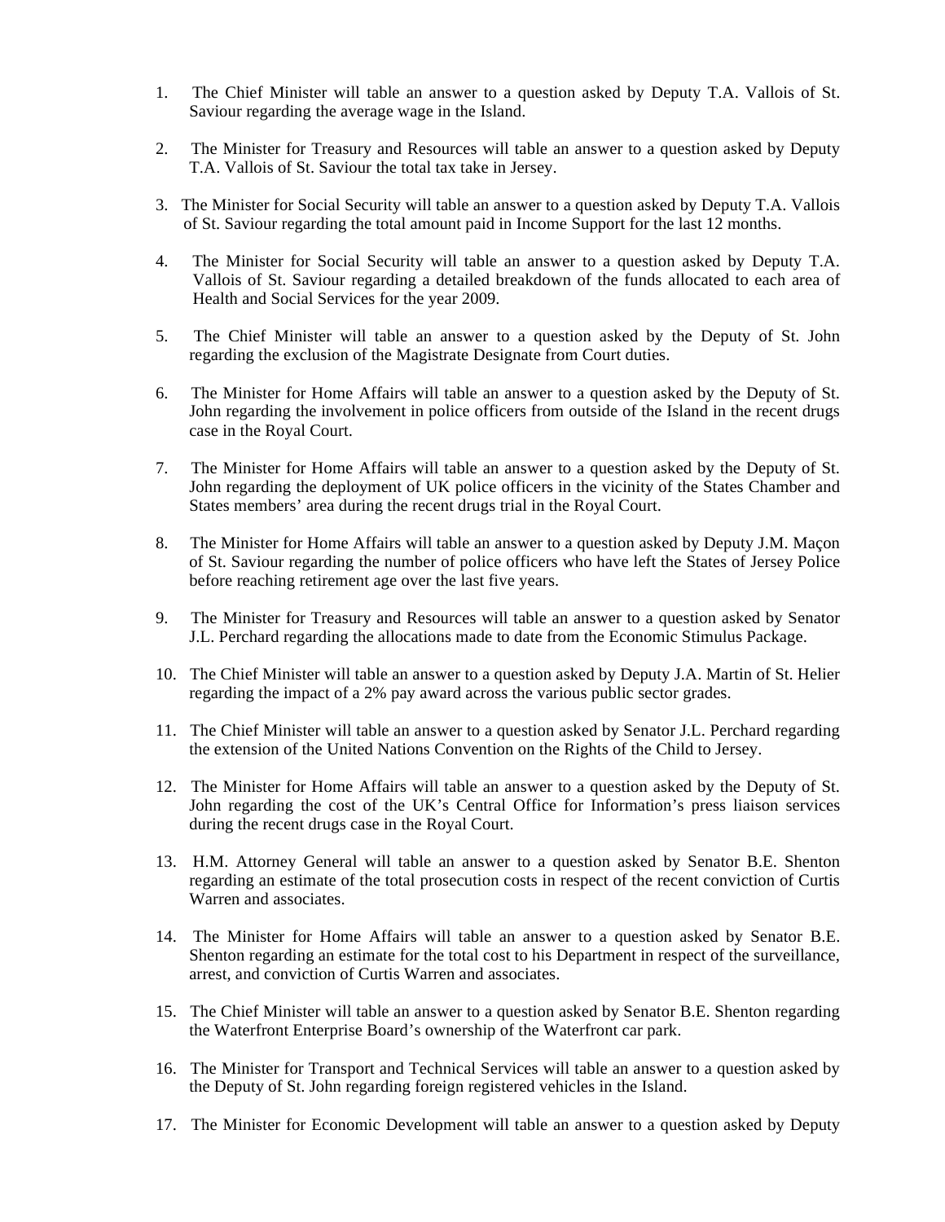1. The Chief Minister will table an answer to a question asked by Deputy T.A. Vallois of St. Saviour regarding the average wage in the Island.

2. The Minister for Treasury and Resources will table an answer to a question asked by Deputy T.A. Vallois of St. Saviour the total tax take in Jersey.

3. The Minister for Social Security will table an answer to a question asked by Deputy T.A. Vallois of St. Saviour regarding the total amount paid in Income Support for the last 12 months.

4. The Minister for Social Security will table an answer to a question asked by Deputy T.A. Vallois of St. Saviour regarding a detailed breakdown of the funds allocated to each area of Health and Social Services for the year 2009.

5. The Chief Minister will table an answer to a question asked by the Deputy of St. John regarding the exclusion of the Magistrate Designate from Court duties.

6. The Minister for Home Affairs will table an answer to a question asked by the Deputy of St. John regarding the involvement in police officers from outside of the Island in the recent drugs case in the Royal Court.

7. The Minister for Home Affairs will table an answer to a question asked by the Deputy of St. John regarding the deployment of UK police officers in the vicinity of the States Chamber and States members' area during the recent drugs trial in the Royal Court.

8. The Minister for Home Affairs will table an answer to a question asked by Deputy J.M. Maçon of St. Saviour regarding the number of police officers who have left the States of Jersey Police before reaching retirement age over the last five years.

9. The Minister for Treasury and Resources will table an answer to a question asked by Senator J.L. Perchard regarding the allocations made to date from the Economic Stimulus Package.

10. The Chief Minister will table an answer to a question asked by Deputy J.A. Martin of St. Helier regarding the impact of a 2% pay award across the various public sector grades.

11. The Chief Minister will table an answer to a question asked by Senator J.L. Perchard regarding the extension of the United Nations Convention on the Rights of the Child to Jersey.

12. The Minister for Home Affairs will table an answer to a question asked by the Deputy of St. John regarding the cost of the UK's Central Office for Information's press liaison services during the recent drugs case in the Royal Court.

13. H.M. Attorney General will table an answer to a question asked by Senator B.E. Shenton regarding an estimate of the total prosecution costs in respect of the recent conviction of Curtis Warren and associates.

14. The Minister for Home Affairs will table an answer to a question asked by Senator B.E. Shenton regarding an estimate for the total cost to his Department in respect of the surveillance, arrest, and conviction of Curtis Warren and associates.

15. The Chief Minister will table an answer to a question asked by Senator B.E. Shenton regarding the Waterfront Enterprise Board's ownership of the Waterfront car park.

16. The Minister for Transport and Technical Services will table an answer to a question asked by the Deputy of St. John regarding foreign registered vehicles in the Island.

17. The Minister for Economic Development will table an answer to a question asked by Deputy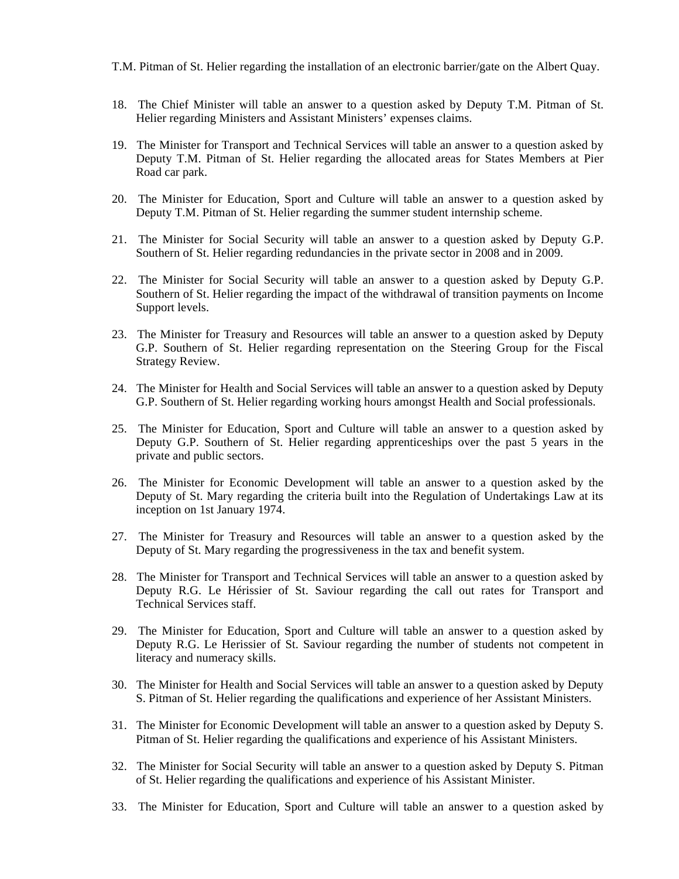T.M. Pitman of St. Helier regarding the installation of an electronic barrier/gate on the Albert Quay.

18. The Chief Minister will table an answer to a question asked by Deputy T.M. Pitman of St. Helier regarding Ministers and Assistant Ministers' expenses claims.

19. The Minister for Transport and Technical Services will table an answer to a question asked by Deputy T.M. Pitman of St. Helier regarding the allocated areas for States Members at Pier Road car park.

20. The Minister for Education, Sport and Culture will table an answer to a question asked by Deputy T.M. Pitman of St. Helier regarding the summer student internship scheme.

21. The Minister for Social Security will table an answer to a question asked by Deputy G.P. Southern of St. Helier regarding redundancies in the private sector in 2008 and in 2009.

22. The Minister for Social Security will table an answer to a question asked by Deputy G.P. Southern of St. Helier regarding the impact of the withdrawal of transition payments on Income Support levels.

23. The Minister for Treasury and Resources will table an answer to a question asked by Deputy G.P. Southern of St. Helier regarding representation on the Steering Group for the Fiscal Strategy Review.

24. The Minister for Health and Social Services will table an answer to a question asked by Deputy G.P. Southern of St. Helier regarding working hours amongst Health and Social professionals.

25. The Minister for Education, Sport and Culture will table an answer to a question asked by Deputy G.P. Southern of St. Helier regarding apprenticeships over the past 5 years in the private and public sectors.

26. The Minister for Economic Development will table an answer to a question asked by the Deputy of St. Mary regarding the criteria built into the Regulation of Undertakings Law at its inception on 1st January 1974.

27. The Minister for Treasury and Resources will table an answer to a question asked by the Deputy of St. Mary regarding the progressiveness in the tax and benefit system.

28. The Minister for Transport and Technical Services will table an answer to a question asked by Deputy R.G. Le Hérissier of St. Saviour regarding the call out rates for Transport and Technical Services staff.

29. The Minister for Education, Sport and Culture will table an answer to a question asked by Deputy R.G. Le Herissier of St. Saviour regarding the number of students not competent in literacy and numeracy skills.

30. The Minister for Health and Social Services will table an answer to a question asked by Deputy S. Pitman of St. Helier regarding the qualifications and experience of her Assistant Ministers.

31. The Minister for Economic Development will table an answer to a question asked by Deputy S. Pitman of St. Helier regarding the qualifications and experience of his Assistant Ministers.

32. The Minister for Social Security will table an answer to a question asked by Deputy S. Pitman of St. Helier regarding the qualifications and experience of his Assistant Minister.

33. The Minister for Education, Sport and Culture will table an answer to a question asked by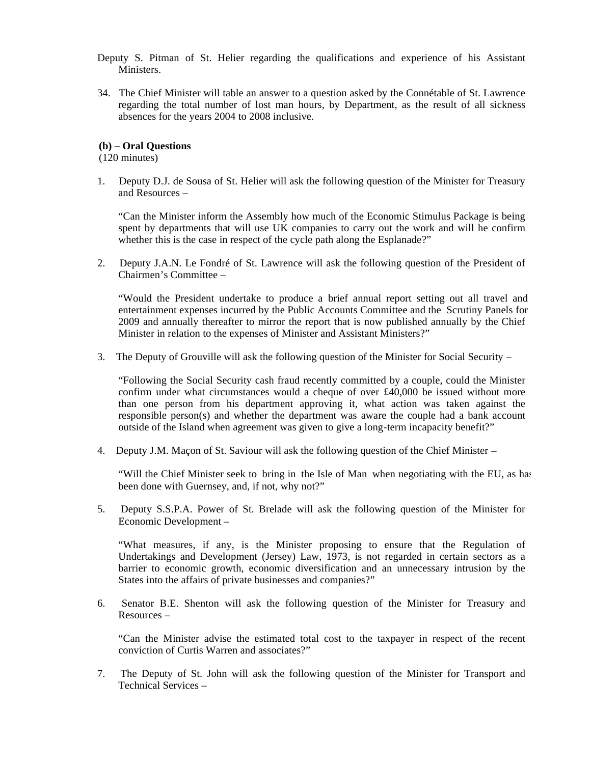Deputy S. Pitman of St. Helier regarding the qualifications and experience of his Assistant Ministers.

34. The Chief Minister will table an answer to a question asked by the Connétable of St. Lawrence regarding the total number of lost man hours, by Department, as the result of all sickness absences for the years 2004 to 2008 inclusive.

**(b) – Oral Questions**
(120 minutes)

1. Deputy D.J. de Sousa of St. Helier will ask the following question of the Minister for Treasury and Resources –

   "Can the Minister inform the Assembly how much of the Economic Stimulus Package is being spent by departments that will use UK companies to carry out the work and will he confirm whether this is the case in respect of the cycle path along the Esplanade?"

2. Deputy J.A.N. Le Fondré of St. Lawrence will ask the following question of the President of Chairmen's Committee –

   "Would the President undertake to produce a brief annual report setting out all travel and entertainment expenses incurred by the Public Accounts Committee and the Scrutiny Panels for 2009 and annually thereafter to mirror the report that is now published annually by the Chief Minister in relation to the expenses of Minister and Assistant Ministers?"

3. The Deputy of Grouville will ask the following question of the Minister for Social Security –

   "Following the Social Security cash fraud recently committed by a couple, could the Minister confirm under what circumstances would a cheque of over £40,000 be issued without more than one person from his department approving it, what action was taken against the responsible person(s) and whether the department was aware the couple had a bank account outside of the Island when agreement was given to give a long-term incapacity benefit?"

4. Deputy J.M. Maçon of St. Saviour will ask the following question of the Chief Minister –

   "Will the Chief Minister seek to bring in the Isle of Man when negotiating with the EU, as has been done with Guernsey, and, if not, why not?"

5. Deputy S.S.P.A. Power of St. Brelade will ask the following question of the Minister for Economic Development –

   "What measures, if any, is the Minister proposing to ensure that the Regulation of Undertakings and Development (Jersey) Law, 1973, is not regarded in certain sectors as a barrier to economic growth, economic diversification and an unnecessary intrusion by the States into the affairs of private businesses and companies?"

6. Senator B.E. Shenton will ask the following question of the Minister for Treasury and Resources –

   "Can the Minister advise the estimated total cost to the taxpayer in respect of the recent conviction of Curtis Warren and associates?"

7. The Deputy of St. John will ask the following question of the Minister for Transport and Technical Services –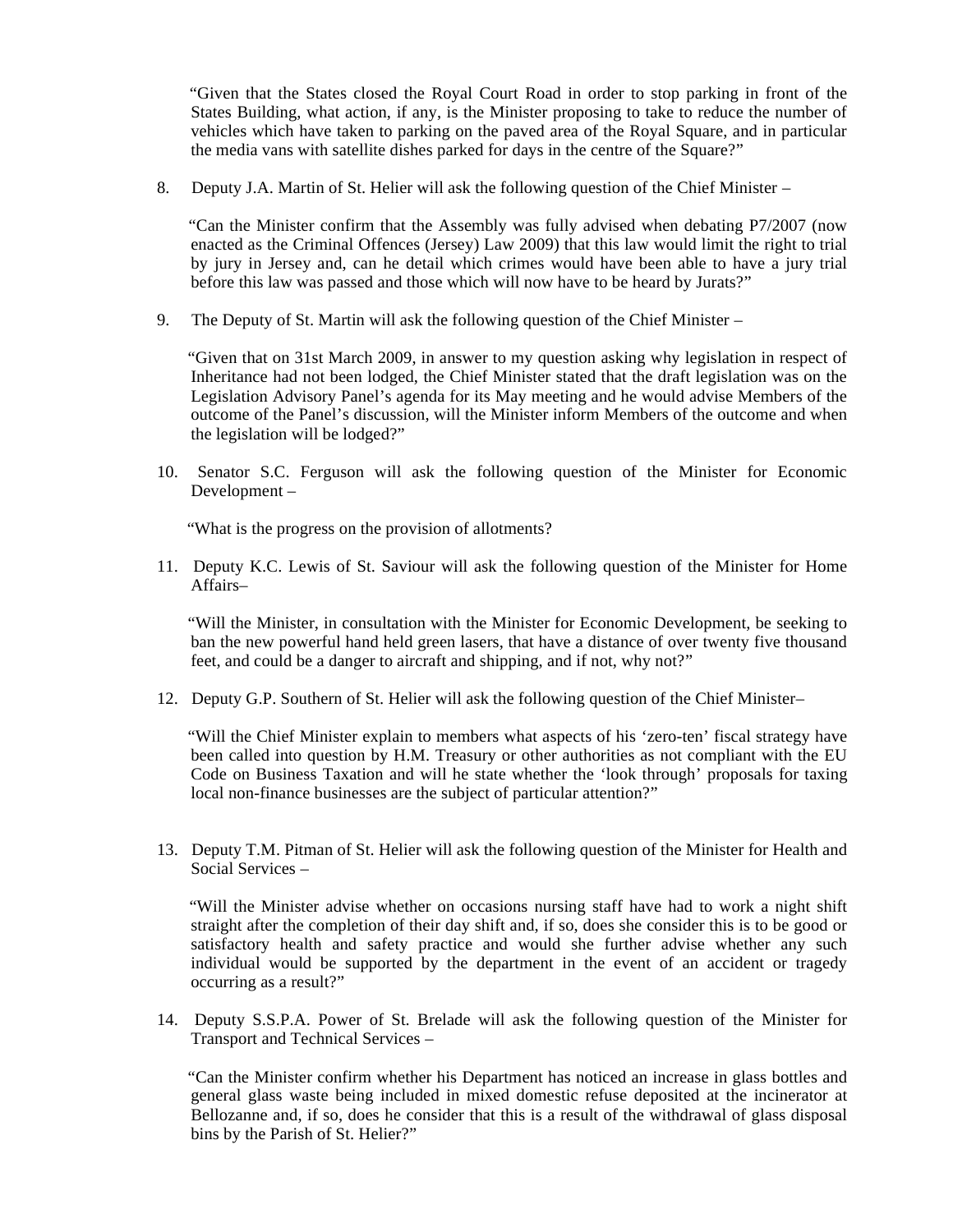"Given that the States closed the Royal Court Road in order to stop parking in front of the States Building, what action, if any, is the Minister proposing to take to reduce the number of vehicles which have taken to parking on the paved area of the Royal Square, and in particular the media vans with satellite dishes parked for days in the centre of the Square?"

8. Deputy J.A. Martin of St. Helier will ask the following question of the Chief Minister –

   "Can the Minister confirm that the Assembly was fully advised when debating P7/2007 (now enacted as the Criminal Offences (Jersey) Law 2009) that this law would limit the right to trial by jury in Jersey and, can he detail which crimes would have been able to have a jury trial before this law was passed and those which will now have to be heard by Jurats?"

9. The Deputy of St. Martin will ask the following question of the Chief Minister –

   "Given that on 31st March 2009, in answer to my question asking why legislation in respect of Inheritance had not been lodged, the Chief Minister stated that the draft legislation was on the Legislation Advisory Panel's agenda for its May meeting and he would advise Members of the outcome of the Panel's discussion, will the Minister inform Members of the outcome and when the legislation will be lodged?"

10. Senator S.C. Ferguson will ask the following question of the Minister for Economic Development –

    "What is the progress on the provision of allotments?

11. Deputy K.C. Lewis of St. Saviour will ask the following question of the Minister for Home Affairs–

    "Will the Minister, in consultation with the Minister for Economic Development, be seeking to ban the new powerful hand held green lasers, that have a distance of over twenty five thousand feet, and could be a danger to aircraft and shipping, and if not, why not?"

12. Deputy G.P. Southern of St. Helier will ask the following question of the Chief Minister–

    "Will the Chief Minister explain to members what aspects of his 'zero-ten' fiscal strategy have been called into question by H.M. Treasury or other authorities as not compliant with the EU Code on Business Taxation and will he state whether the 'look through' proposals for taxing local non-finance businesses are the subject of particular attention?"

13. Deputy T.M. Pitman of St. Helier will ask the following question of the Minister for Health and Social Services –

    "Will the Minister advise whether on occasions nursing staff have had to work a night shift straight after the completion of their day shift and, if so, does she consider this is to be good or satisfactory health and safety practice and would she further advise whether any such individual would be supported by the department in the event of an accident or tragedy occurring as a result?"

14. Deputy S.S.P.A. Power of St. Brelade will ask the following question of the Minister for Transport and Technical Services –

    "Can the Minister confirm whether his Department has noticed an increase in glass bottles and general glass waste being included in mixed domestic refuse deposited at the incinerator at Bellozanne and, if so, does he consider that this is a result of the withdrawal of glass disposal bins by the Parish of St. Helier?"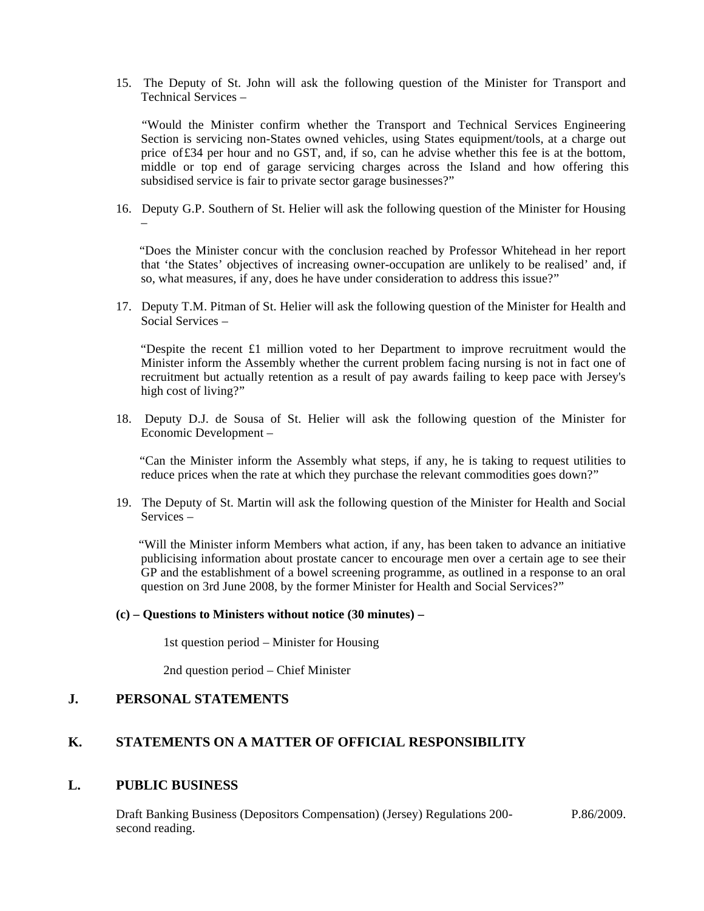15. The Deputy of St. John will ask the following question of the Minister for Transport and Technical Services –

    "Would the Minister confirm whether the Transport and Technical Services Engineering Section is servicing non-States owned vehicles, using States equipment/tools, at a charge out price of £34 per hour and no GST, and, if so, can he advise whether this fee is at the bottom, middle or top end of garage servicing charges across the Island and how offering this subsidised service is fair to private sector garage businesses?"

16. Deputy G.P. Southern of St. Helier will ask the following question of the Minister for Housing –

    "Does the Minister concur with the conclusion reached by Professor Whitehead in her report that 'the States' objectives of increasing owner-occupation are unlikely to be realised' and, if so, what measures, if any, does he have under consideration to address this issue?"

17. Deputy T.M. Pitman of St. Helier will ask the following question of the Minister for Health and Social Services –

    "Despite the recent £1 million voted to her Department to improve recruitment would the Minister inform the Assembly whether the current problem facing nursing is not in fact one of recruitment but actually retention as a result of pay awards failing to keep pace with Jersey's high cost of living?"

18. Deputy D.J. de Sousa of St. Helier will ask the following question of the Minister for Economic Development –

    "Can the Minister inform the Assembly what steps, if any, he is taking to request utilities to reduce prices when the rate at which they purchase the relevant commodities goes down?"

19. The Deputy of St. Martin will ask the following question of the Minister for Health and Social Services –

    "Will the Minister inform Members what action, if any, has been taken to advance an initiative publicising information about prostate cancer to encourage men over a certain age to see their GP and the establishment of a bowel screening programme, as outlined in a response to an oral question on 3rd June 2008, by the former Minister for Health and Social Services?"

**(c) – Questions to Ministers without notice (30 minutes) –**

1st question period – Minister for Housing

2nd question period – Chief Minister

## J. PERSONAL STATEMENTS

## K. STATEMENTS ON A MATTER OF OFFICIAL RESPONSIBILITY

## L. PUBLIC BUSINESS

Draft Banking Business (Depositors Compensation) (Jersey) Regulations 200- second reading. P.86/2009.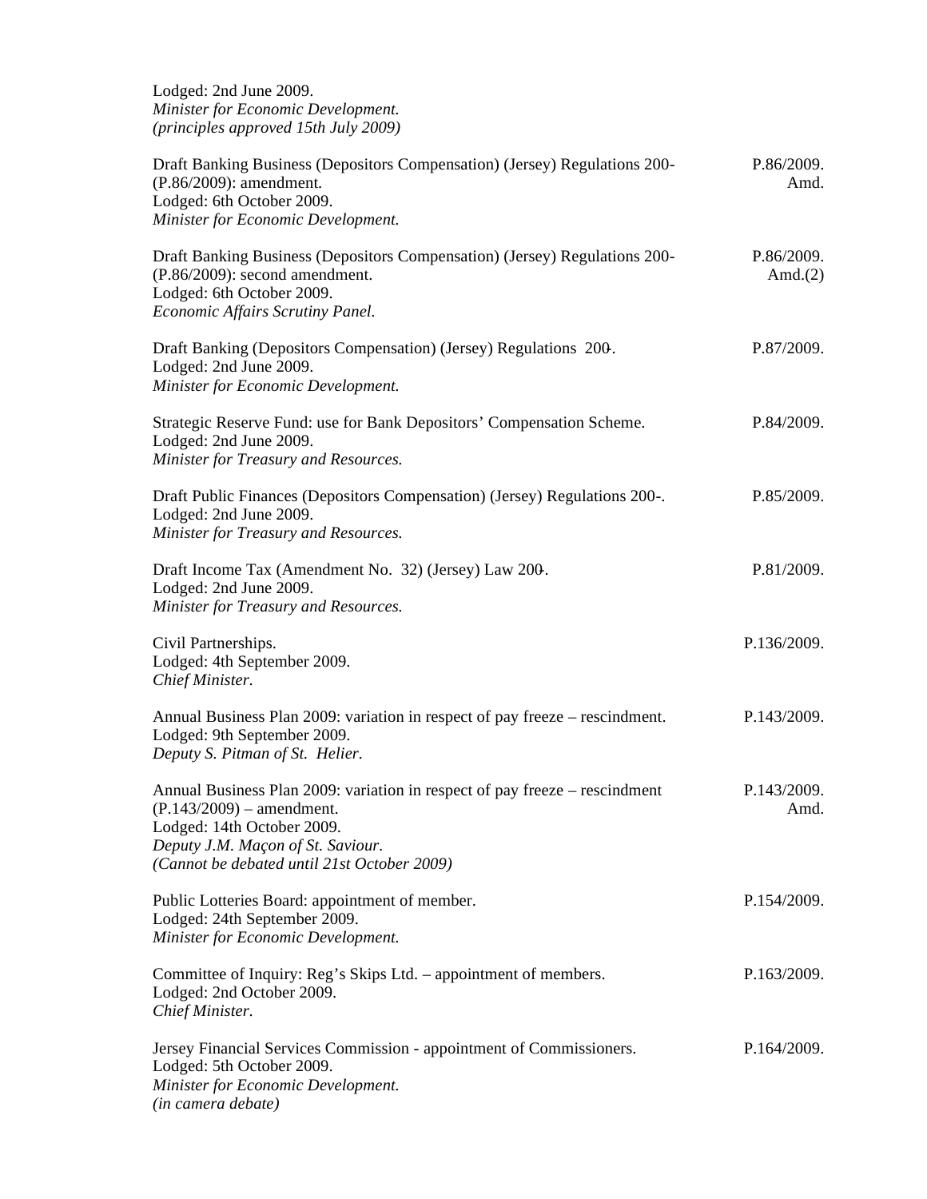Lodged: 2nd June 2009.
*Minister for Economic Development.*
*(principles approved 15th July 2009)*

Draft Banking Business (Depositors Compensation) (Jersey) Regulations 200- (P.86/2009): amendment. P.86/2009. Amd.
Lodged: 6th October 2009.
*Minister for Economic Development.*

Draft Banking Business (Depositors Compensation) (Jersey) Regulations 200- (P.86/2009): second amendment. P.86/2009. Amd.(2)
Lodged: 6th October 2009.
*Economic Affairs Scrutiny Panel.*

Draft Banking (Depositors Compensation) (Jersey) Regulations 200-. P.87/2009.
Lodged: 2nd June 2009.
*Minister for Economic Development.*

Strategic Reserve Fund: use for Bank Depositors' Compensation Scheme. P.84/2009.
Lodged: 2nd June 2009.
*Minister for Treasury and Resources.*

Draft Public Finances (Depositors Compensation) (Jersey) Regulations 200-. P.85/2009.
Lodged: 2nd June 2009.
*Minister for Treasury and Resources.*

Draft Income Tax (Amendment No. 32) (Jersey) Law 200-. P.81/2009.
Lodged: 2nd June 2009.
*Minister for Treasury and Resources.*

Civil Partnerships. P.136/2009.
Lodged: 4th September 2009.
*Chief Minister.*

Annual Business Plan 2009: variation in respect of pay freeze – rescindment. P.143/2009.
Lodged: 9th September 2009.
*Deputy S. Pitman of St. Helier.*

Annual Business Plan 2009: variation in respect of pay freeze – rescindment (P.143/2009) – amendment. P.143/2009. Amd.
Lodged: 14th October 2009.
*Deputy J.M. Maçon of St. Saviour.*
*(Cannot be debated until 21st October 2009)*

Public Lotteries Board: appointment of member. P.154/2009.
Lodged: 24th September 2009.
*Minister for Economic Development.*

Committee of Inquiry: Reg's Skips Ltd. – appointment of members. P.163/2009.
Lodged: 2nd October 2009.
*Chief Minister.*

Jersey Financial Services Commission - appointment of Commissioners. P.164/2009.
Lodged: 5th October 2009.
*Minister for Economic Development.*
*(in camera debate)*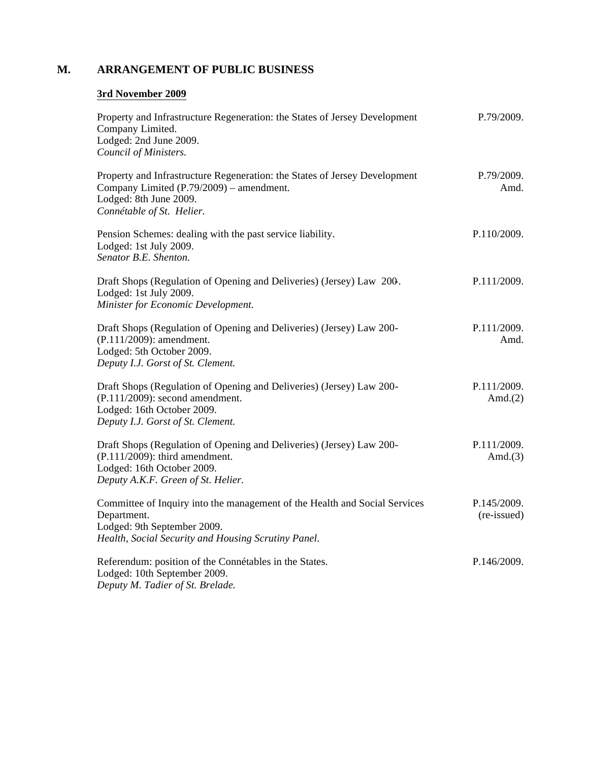## M. ARRANGEMENT OF PUBLIC BUSINESS

### 3rd November 2009

| | |
|---|---|
| Property and Infrastructure Regeneration: the States of Jersey Development Company Limited.<br>Lodged: 2nd June 2009.<br>*Council of Ministers.* | P.79/2009. |
| Property and Infrastructure Regeneration: the States of Jersey Development Company Limited (P.79/2009) – amendment.<br>Lodged: 8th June 2009.<br>*Connétable of St. Helier.* | P.79/2009. Amd. |
| Pension Schemes: dealing with the past service liability.<br>Lodged: 1st July 2009.<br>*Senator B.E. Shenton.* | P.110/2009. |
| Draft Shops (Regulation of Opening and Deliveries) (Jersey) Law 200-.<br>Lodged: 1st July 2009.<br>*Minister for Economic Development.* | P.111/2009. |
| Draft Shops (Regulation of Opening and Deliveries) (Jersey) Law 200- (P.111/2009): amendment.<br>Lodged: 5th October 2009.<br>*Deputy I.J. Gorst of St. Clement.* | P.111/2009. Amd. |
| Draft Shops (Regulation of Opening and Deliveries) (Jersey) Law 200- (P.111/2009): second amendment.<br>Lodged: 16th October 2009.<br>*Deputy I.J. Gorst of St. Clement.* | P.111/2009. Amd.(2) |
| Draft Shops (Regulation of Opening and Deliveries) (Jersey) Law 200- (P.111/2009): third amendment.<br>Lodged: 16th October 2009.<br>*Deputy A.K.F. Green of St. Helier.* | P.111/2009. Amd.(3) |
| Committee of Inquiry into the management of the Health and Social Services Department.<br>Lodged: 9th September 2009.<br>*Health, Social Security and Housing Scrutiny Panel.* | P.145/2009. (re-issued) |
| Referendum: position of the Connétables in the States.<br>Lodged: 10th September 2009.<br>*Deputy M. Tadier of St. Brelade.* | P.146/2009. |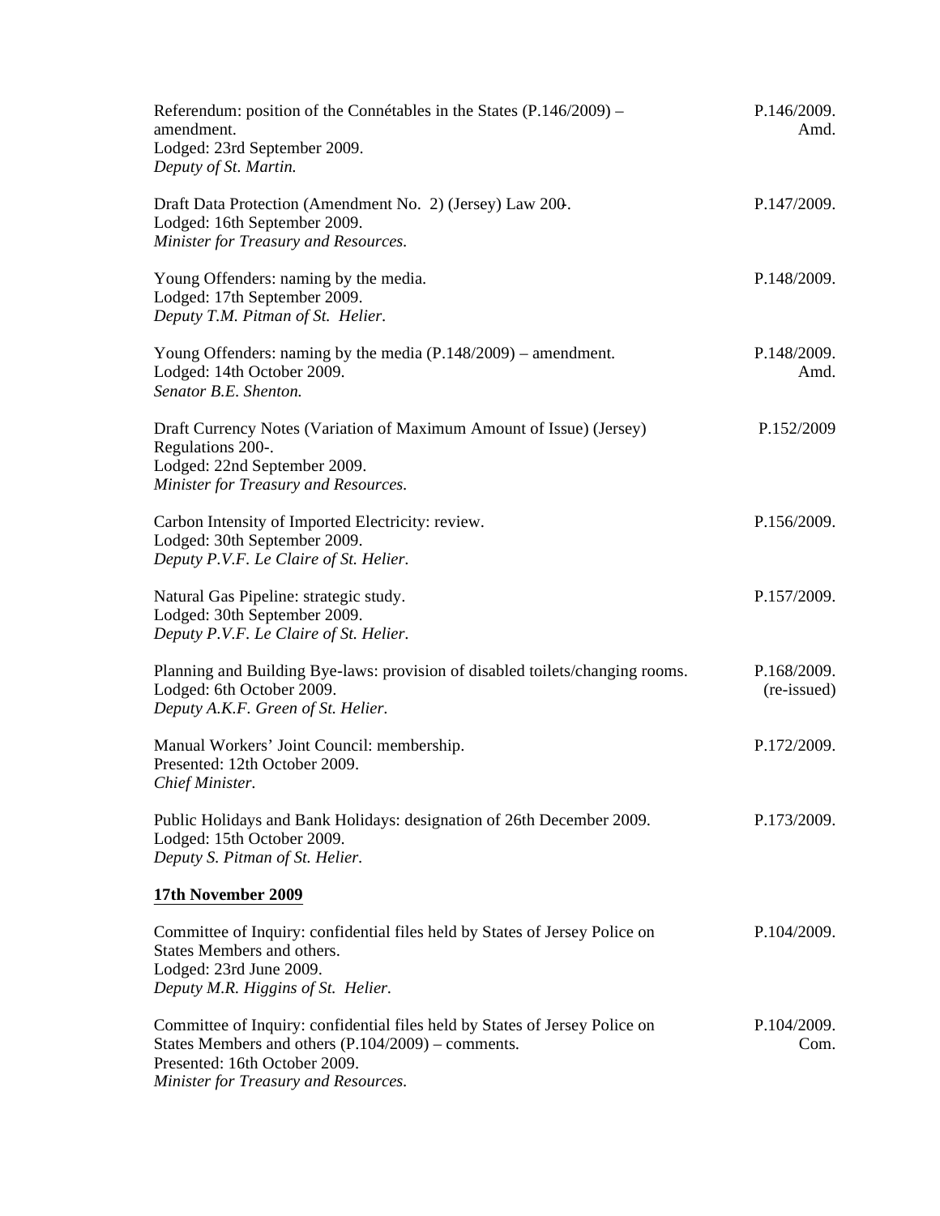Referendum: position of the Connétables in the States (P.146/2009) – amendment.
Lodged: 23rd September 2009.
*Deputy of St. Martin.*
P.146/2009. Amd.

Draft Data Protection (Amendment No. 2) (Jersey) Law 200-.
Lodged: 16th September 2009.
*Minister for Treasury and Resources.*
P.147/2009.

Young Offenders: naming by the media.
Lodged: 17th September 2009.
*Deputy T.M. Pitman of St. Helier.*
P.148/2009.

Young Offenders: naming by the media (P.148/2009) – amendment.
Lodged: 14th October 2009.
*Senator B.E. Shenton.*
P.148/2009. Amd.

Draft Currency Notes (Variation of Maximum Amount of Issue) (Jersey) Regulations 200-.
Lodged: 22nd September 2009.
*Minister for Treasury and Resources.*
P.152/2009

Carbon Intensity of Imported Electricity: review.
Lodged: 30th September 2009.
*Deputy P.V.F. Le Claire of St. Helier.*
P.156/2009.

Natural Gas Pipeline: strategic study.
Lodged: 30th September 2009.
*Deputy P.V.F. Le Claire of St. Helier.*
P.157/2009.

Planning and Building Bye-laws: provision of disabled toilets/changing rooms.
Lodged: 6th October 2009.
*Deputy A.K.F. Green of St. Helier.*
P.168/2009. (re-issued)

Manual Workers' Joint Council: membership.
Presented: 12th October 2009.
*Chief Minister.*
P.172/2009.

Public Holidays and Bank Holidays: designation of 26th December 2009.
Lodged: 15th October 2009.
*Deputy S. Pitman of St. Helier.*
P.173/2009.

**17th November 2009**

Committee of Inquiry: confidential files held by States of Jersey Police on States Members and others.
Lodged: 23rd June 2009.
*Deputy M.R. Higgins of St. Helier.*
P.104/2009.

Committee of Inquiry: confidential files held by States of Jersey Police on States Members and others (P.104/2009) – comments.
Presented: 16th October 2009.
*Minister for Treasury and Resources.*
P.104/2009. Com.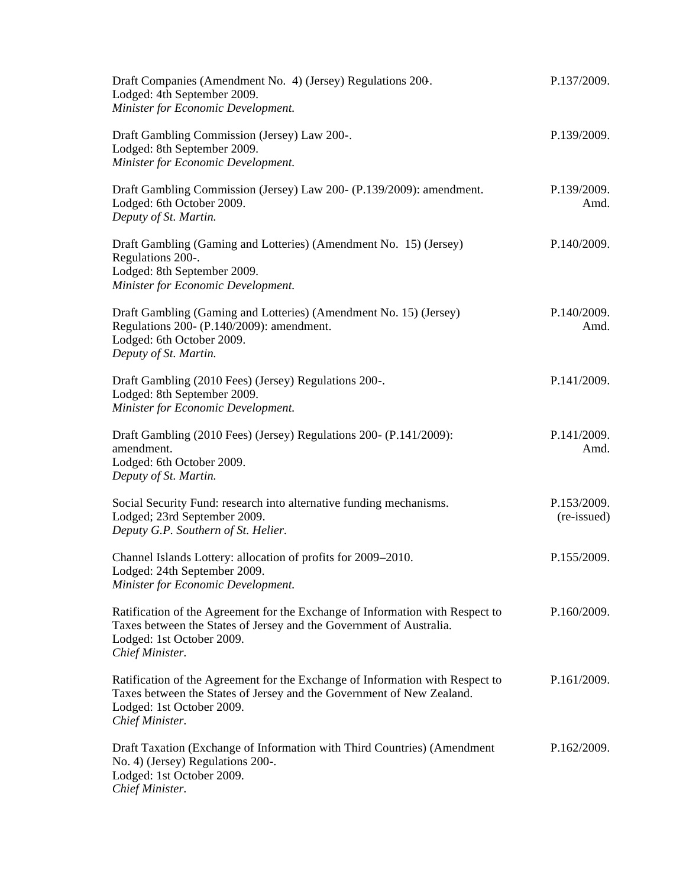Draft Companies (Amendment No. 4) (Jersey) Regulations 200-. P.137/2009.
Lodged: 4th September 2009.
*Minister for Economic Development.*

Draft Gambling Commission (Jersey) Law 200-. P.139/2009.
Lodged: 8th September 2009.
*Minister for Economic Development.*

Draft Gambling Commission (Jersey) Law 200- (P.139/2009): amendment. P.139/2009. Amd.
Lodged: 6th October 2009.
*Deputy of St. Martin.*

Draft Gambling (Gaming and Lotteries) (Amendment No. 15) (Jersey) Regulations 200-. P.140/2009.
Lodged: 8th September 2009.
*Minister for Economic Development.*

Draft Gambling (Gaming and Lotteries) (Amendment No. 15) (Jersey) Regulations 200- (P.140/2009): amendment. P.140/2009. Amd.
Lodged: 6th October 2009.
*Deputy of St. Martin.*

Draft Gambling (2010 Fees) (Jersey) Regulations 200-. P.141/2009.
Lodged: 8th September 2009.
*Minister for Economic Development.*

Draft Gambling (2010 Fees) (Jersey) Regulations 200- (P.141/2009): amendment. P.141/2009. Amd.
Lodged: 6th October 2009.
*Deputy of St. Martin.*

Social Security Fund: research into alternative funding mechanisms. P.153/2009. (re-issued)
Lodged; 23rd September 2009.
*Deputy G.P. Southern of St. Helier.*

Channel Islands Lottery: allocation of profits for 2009–2010. P.155/2009.
Lodged: 24th September 2009.
*Minister for Economic Development.*

Ratification of the Agreement for the Exchange of Information with Respect to Taxes between the States of Jersey and the Government of Australia. P.160/2009.
Lodged: 1st October 2009.
*Chief Minister.*

Ratification of the Agreement for the Exchange of Information with Respect to Taxes between the States of Jersey and the Government of New Zealand. P.161/2009.
Lodged: 1st October 2009.
*Chief Minister.*

Draft Taxation (Exchange of Information with Third Countries) (Amendment No. 4) (Jersey) Regulations 200-. P.162/2009.
Lodged: 1st October 2009.
*Chief Minister.*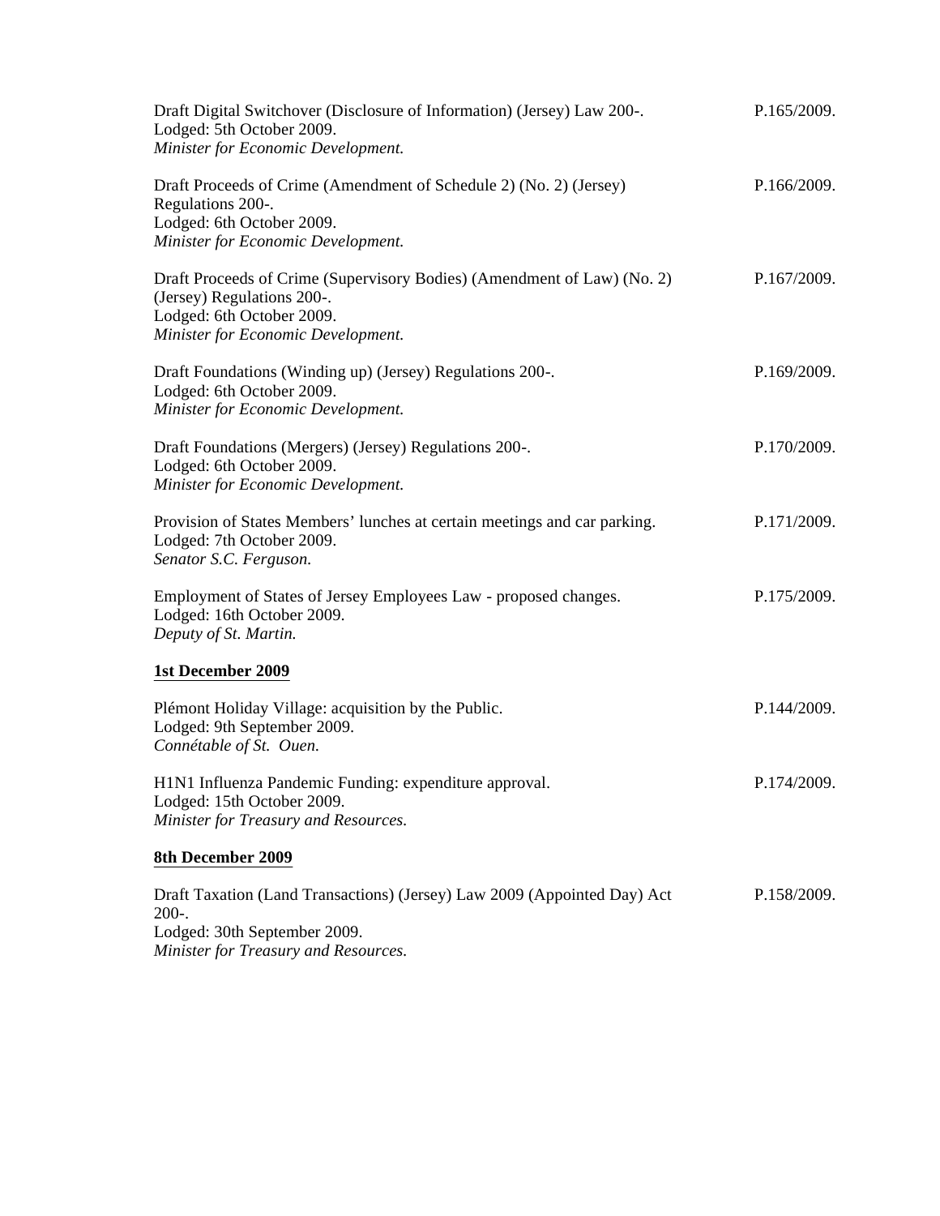Draft Digital Switchover (Disclosure of Information) (Jersey) Law 200-. P.165/2009.
Lodged: 5th October 2009.
*Minister for Economic Development.*

Draft Proceeds of Crime (Amendment of Schedule 2) (No. 2) (Jersey) Regulations 200-. P.166/2009.
Lodged: 6th October 2009.
*Minister for Economic Development.*

Draft Proceeds of Crime (Supervisory Bodies) (Amendment of Law) (No. 2) (Jersey) Regulations 200-. P.167/2009.
Lodged: 6th October 2009.
*Minister for Economic Development.*

Draft Foundations (Winding up) (Jersey) Regulations 200-. P.169/2009.
Lodged: 6th October 2009.
*Minister for Economic Development.*

Draft Foundations (Mergers) (Jersey) Regulations 200-. P.170/2009.
Lodged: 6th October 2009.
*Minister for Economic Development.*

Provision of States Members' lunches at certain meetings and car parking. P.171/2009.
Lodged: 7th October 2009.
*Senator S.C. Ferguson.*

Employment of States of Jersey Employees Law - proposed changes. P.175/2009.
Lodged: 16th October 2009.
*Deputy of St. Martin.*

**1st December 2009**

Plémont Holiday Village: acquisition by the Public. P.144/2009.
Lodged: 9th September 2009.
*Connétable of St. Ouen.*

H1N1 Influenza Pandemic Funding: expenditure approval. P.174/2009.
Lodged: 15th October 2009.
*Minister for Treasury and Resources.*

**8th December 2009**

Draft Taxation (Land Transactions) (Jersey) Law 2009 (Appointed Day) Act 200-. P.158/2009.
Lodged: 30th September 2009.
*Minister for Treasury and Resources.*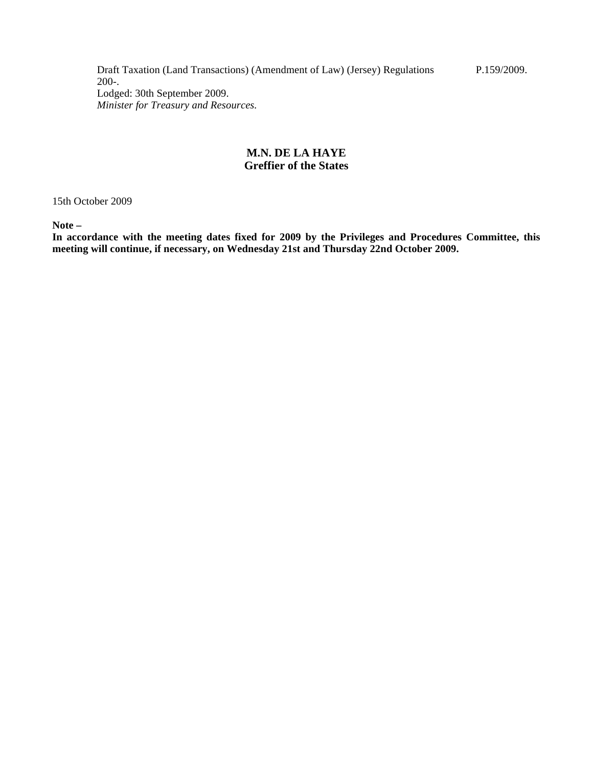Draft Taxation (Land Transactions) (Amendment of Law) (Jersey) Regulations 200-. P.159/2009.
Lodged: 30th September 2009.
*Minister for Treasury and Resources.*

**M.N. DE LA HAYE**
**Greffier of the States**

15th October 2009

**Note –**
**In accordance with the meeting dates fixed for 2009 by the Privileges and Procedures Committee, this meeting will continue, if necessary, on Wednesday 21st and Thursday 22nd October 2009.**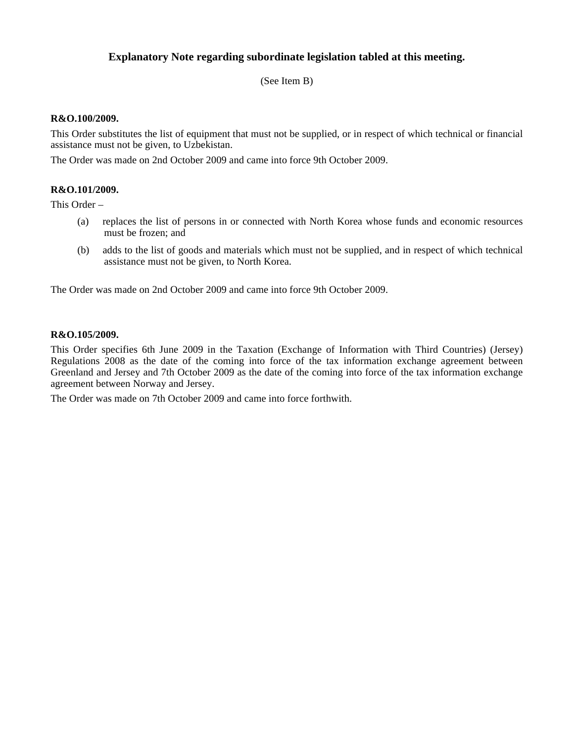## Explanatory Note regarding subordinate legislation tabled at this meeting.

(See Item B)

**R&O.100/2009.**

This Order substitutes the list of equipment that must not be supplied, or in respect of which technical or financial assistance must not be given, to Uzbekistan.

The Order was made on 2nd October 2009 and came into force 9th October 2009.

**R&O.101/2009.**

This Order –

(a) replaces the list of persons in or connected with North Korea whose funds and economic resources must be frozen; and

(b) adds to the list of goods and materials which must not be supplied, and in respect of which technical assistance must not be given, to North Korea.

The Order was made on 2nd October 2009 and came into force 9th October 2009.

**R&O.105/2009.**

This Order specifies 6th June 2009 in the Taxation (Exchange of Information with Third Countries) (Jersey) Regulations 2008 as the date of the coming into force of the tax information exchange agreement between Greenland and Jersey and 7th October 2009 as the date of the coming into force of the tax information exchange agreement between Norway and Jersey.

The Order was made on 7th October 2009 and came into force forthwith.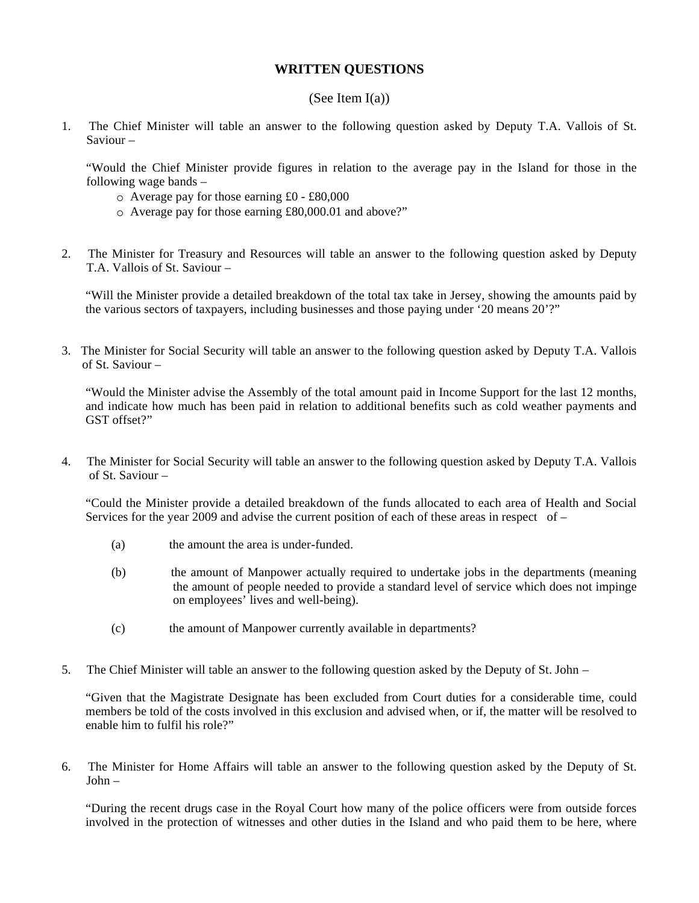## WRITTEN QUESTIONS

(See Item I(a))

1. The Chief Minister will table an answer to the following question asked by Deputy T.A. Vallois of St. Saviour –

   "Would the Chief Minister provide figures in relation to the average pay in the Island for those in the following wage bands –
   - Average pay for those earning £0 - £80,000
   - Average pay for those earning £80,000.01 and above?"

2. The Minister for Treasury and Resources will table an answer to the following question asked by Deputy T.A. Vallois of St. Saviour –

   "Will the Minister provide a detailed breakdown of the total tax take in Jersey, showing the amounts paid by the various sectors of taxpayers, including businesses and those paying under '20 means 20'?"

3. The Minister for Social Security will table an answer to the following question asked by Deputy T.A. Vallois of St. Saviour –

   "Would the Minister advise the Assembly of the total amount paid in Income Support for the last 12 months, and indicate how much has been paid in relation to additional benefits such as cold weather payments and GST offset?"

4. The Minister for Social Security will table an answer to the following question asked by Deputy T.A. Vallois of St. Saviour –

   "Could the Minister provide a detailed breakdown of the funds allocated to each area of Health and Social Services for the year 2009 and advise the current position of each of these areas in respect of –

   (a) the amount the area is under-funded.

   (b) the amount of Manpower actually required to undertake jobs in the departments (meaning the amount of people needed to provide a standard level of service which does not impinge on employees' lives and well-being).

   (c) the amount of Manpower currently available in departments?

5. The Chief Minister will table an answer to the following question asked by the Deputy of St. John –

   "Given that the Magistrate Designate has been excluded from Court duties for a considerable time, could members be told of the costs involved in this exclusion and advised when, or if, the matter will be resolved to enable him to fulfil his role?"

6. The Minister for Home Affairs will table an answer to the following question asked by the Deputy of St. John –

   "During the recent drugs case in the Royal Court how many of the police officers were from outside forces involved in the protection of witnesses and other duties in the Island and who paid them to be here, where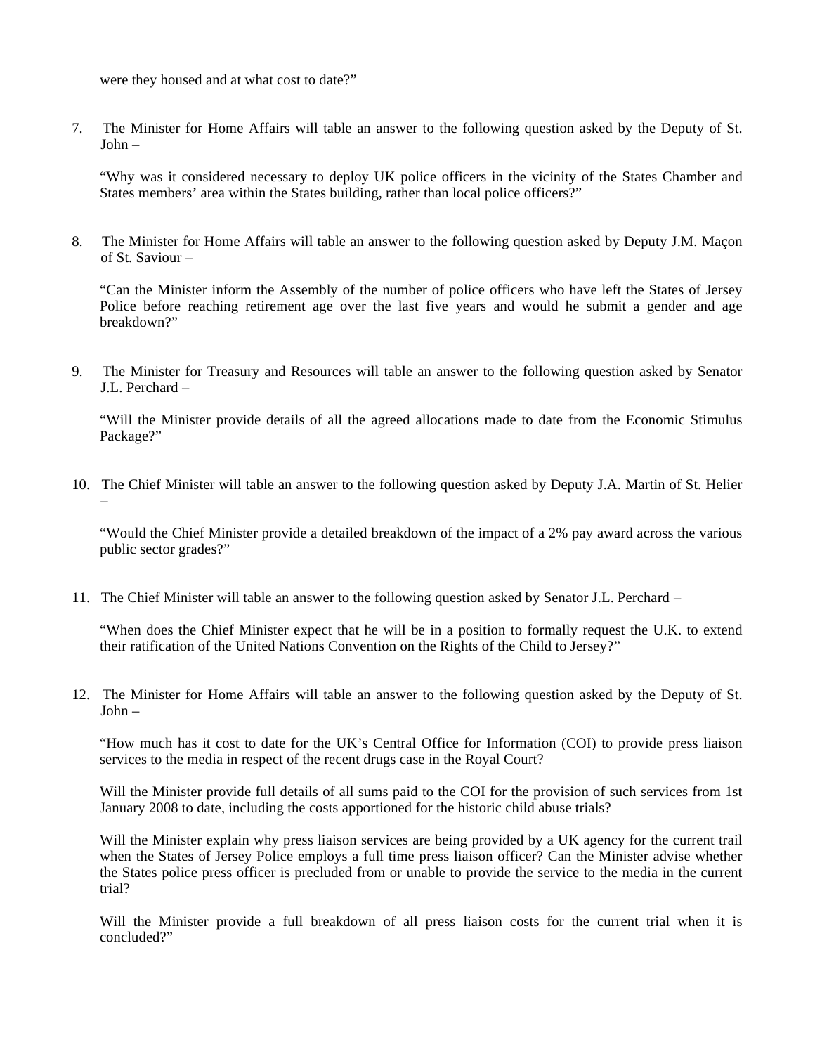were they housed and at what cost to date?"

7. The Minister for Home Affairs will table an answer to the following question asked by the Deputy of St. John –

   "Why was it considered necessary to deploy UK police officers in the vicinity of the States Chamber and States members' area within the States building, rather than local police officers?"

8. The Minister for Home Affairs will table an answer to the following question asked by Deputy J.M. Maçon of St. Saviour –

   "Can the Minister inform the Assembly of the number of police officers who have left the States of Jersey Police before reaching retirement age over the last five years and would he submit a gender and age breakdown?"

9. The Minister for Treasury and Resources will table an answer to the following question asked by Senator J.L. Perchard –

   "Will the Minister provide details of all the agreed allocations made to date from the Economic Stimulus Package?"

10. The Chief Minister will table an answer to the following question asked by Deputy J.A. Martin of St. Helier –

    "Would the Chief Minister provide a detailed breakdown of the impact of a 2% pay award across the various public sector grades?"

11. The Chief Minister will table an answer to the following question asked by Senator J.L. Perchard –

    "When does the Chief Minister expect that he will be in a position to formally request the U.K. to extend their ratification of the United Nations Convention on the Rights of the Child to Jersey?"

12. The Minister for Home Affairs will table an answer to the following question asked by the Deputy of St. John –

    "How much has it cost to date for the UK's Central Office for Information (COI) to provide press liaison services to the media in respect of the recent drugs case in the Royal Court?

    Will the Minister provide full details of all sums paid to the COI for the provision of such services from 1st January 2008 to date, including the costs apportioned for the historic child abuse trials?

    Will the Minister explain why press liaison services are being provided by a UK agency for the current trail when the States of Jersey Police employs a full time press liaison officer? Can the Minister advise whether the States police press officer is precluded from or unable to provide the service to the media in the current trial?

    Will the Minister provide a full breakdown of all press liaison costs for the current trial when it is concluded?"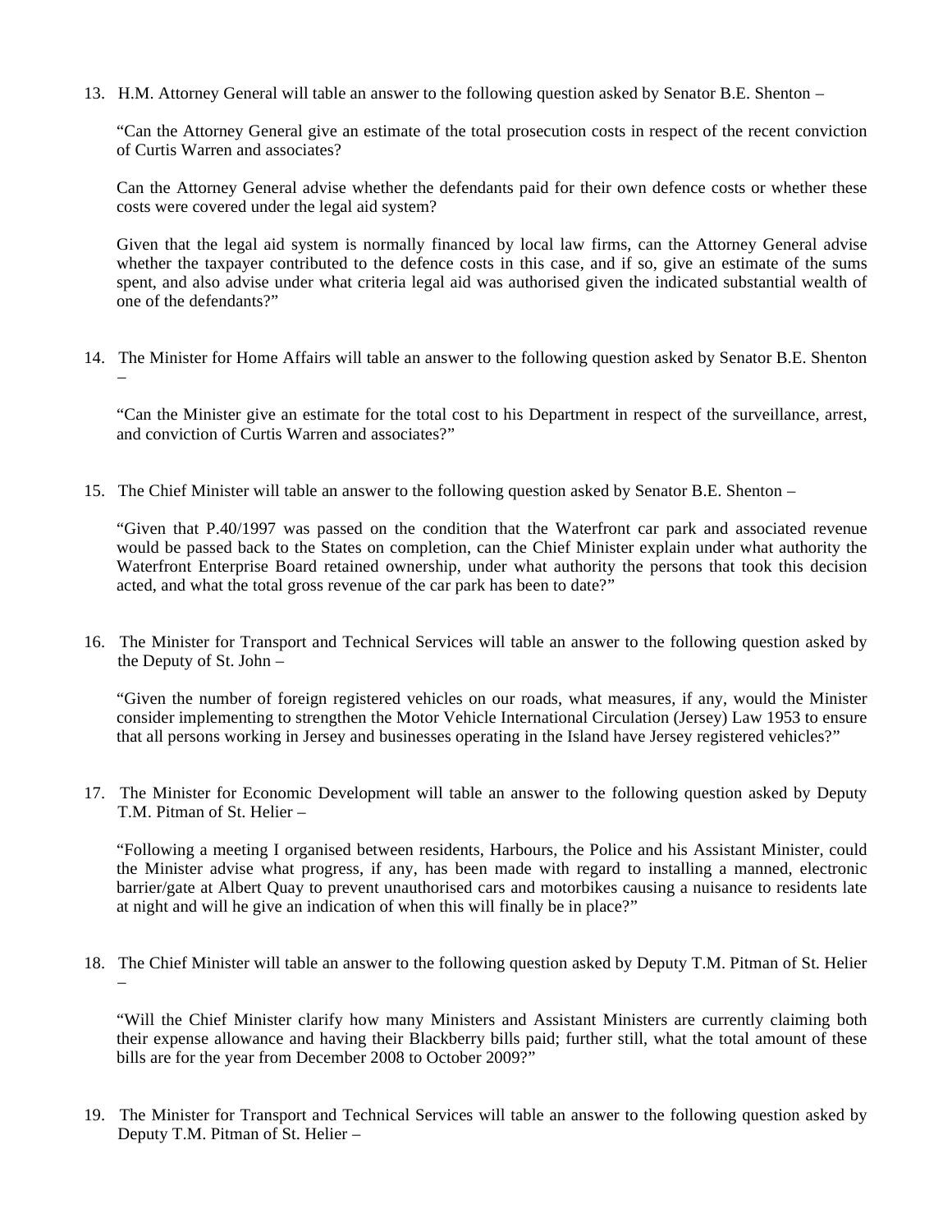13. H.M. Attorney General will table an answer to the following question asked by Senator B.E. Shenton –

    "Can the Attorney General give an estimate of the total prosecution costs in respect of the recent conviction of Curtis Warren and associates?

    Can the Attorney General advise whether the defendants paid for their own defence costs or whether these costs were covered under the legal aid system?

    Given that the legal aid system is normally financed by local law firms, can the Attorney General advise whether the taxpayer contributed to the defence costs in this case, and if so, give an estimate of the sums spent, and also advise under what criteria legal aid was authorised given the indicated substantial wealth of one of the defendants?"

14. The Minister for Home Affairs will table an answer to the following question asked by Senator B.E. Shenton –

    "Can the Minister give an estimate for the total cost to his Department in respect of the surveillance, arrest, and conviction of Curtis Warren and associates?"

15. The Chief Minister will table an answer to the following question asked by Senator B.E. Shenton –

    "Given that P.40/1997 was passed on the condition that the Waterfront car park and associated revenue would be passed back to the States on completion, can the Chief Minister explain under what authority the Waterfront Enterprise Board retained ownership, under what authority the persons that took this decision acted, and what the total gross revenue of the car park has been to date?"

16. The Minister for Transport and Technical Services will table an answer to the following question asked by the Deputy of St. John –

    "Given the number of foreign registered vehicles on our roads, what measures, if any, would the Minister consider implementing to strengthen the Motor Vehicle International Circulation (Jersey) Law 1953 to ensure that all persons working in Jersey and businesses operating in the Island have Jersey registered vehicles?"

17. The Minister for Economic Development will table an answer to the following question asked by Deputy T.M. Pitman of St. Helier –

    "Following a meeting I organised between residents, Harbours, the Police and his Assistant Minister, could the Minister advise what progress, if any, has been made with regard to installing a manned, electronic barrier/gate at Albert Quay to prevent unauthorised cars and motorbikes causing a nuisance to residents late at night and will he give an indication of when this will finally be in place?"

18. The Chief Minister will table an answer to the following question asked by Deputy T.M. Pitman of St. Helier –

    "Will the Chief Minister clarify how many Ministers and Assistant Ministers are currently claiming both their expense allowance and having their Blackberry bills paid; further still, what the total amount of these bills are for the year from December 2008 to October 2009?"

19. The Minister for Transport and Technical Services will table an answer to the following question asked by Deputy T.M. Pitman of St. Helier –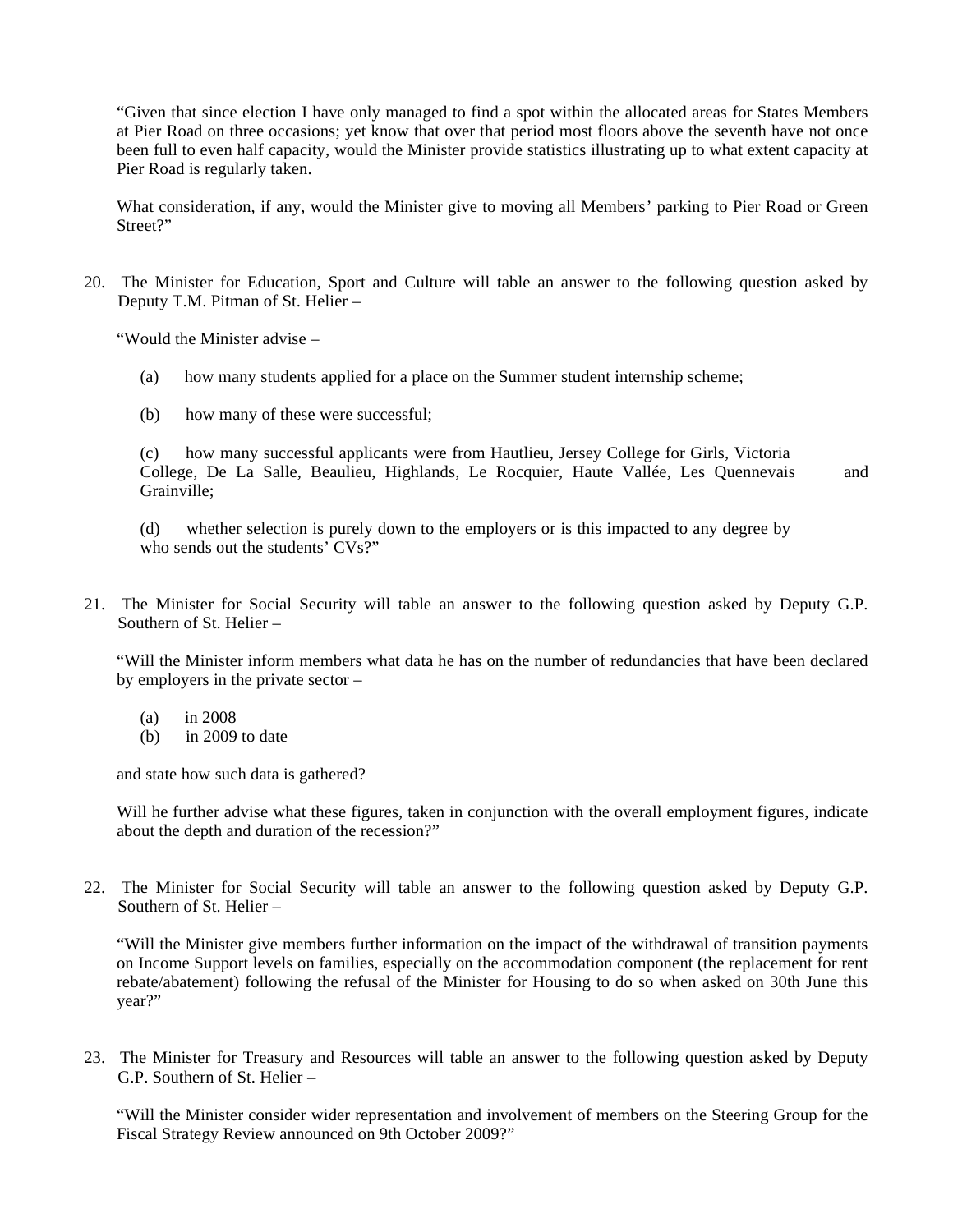"Given that since election I have only managed to find a spot within the allocated areas for States Members at Pier Road on three occasions; yet know that over that period most floors above the seventh have not once been full to even half capacity, would the Minister provide statistics illustrating up to what extent capacity at Pier Road is regularly taken.

What consideration, if any, would the Minister give to moving all Members' parking to Pier Road or Green Street?"

20. The Minister for Education, Sport and Culture will table an answer to the following question asked by Deputy T.M. Pitman of St. Helier –

"Would the Minister advise –

(a) how many students applied for a place on the Summer student internship scheme;

(b) how many of these were successful;

(c) how many successful applicants were from Hautlieu, Jersey College for Girls, Victoria College, De La Salle, Beaulieu, Highlands, Le Rocquier, Haute Vallée, Les Quennevais and Grainville;

(d) whether selection is purely down to the employers or is this impacted to any degree by who sends out the students' CVs?"

21. The Minister for Social Security will table an answer to the following question asked by Deputy G.P. Southern of St. Helier –

"Will the Minister inform members what data he has on the number of redundancies that have been declared by employers in the private sector –

(a) in 2008
(b) in 2009 to date

and state how such data is gathered?

Will he further advise what these figures, taken in conjunction with the overall employment figures, indicate about the depth and duration of the recession?"

22. The Minister for Social Security will table an answer to the following question asked by Deputy G.P. Southern of St. Helier –

"Will the Minister give members further information on the impact of the withdrawal of transition payments on Income Support levels on families, especially on the accommodation component (the replacement for rent rebate/abatement) following the refusal of the Minister for Housing to do so when asked on 30th June this year?"

23. The Minister for Treasury and Resources will table an answer to the following question asked by Deputy G.P. Southern of St. Helier –

"Will the Minister consider wider representation and involvement of members on the Steering Group for the Fiscal Strategy Review announced on 9th October 2009?"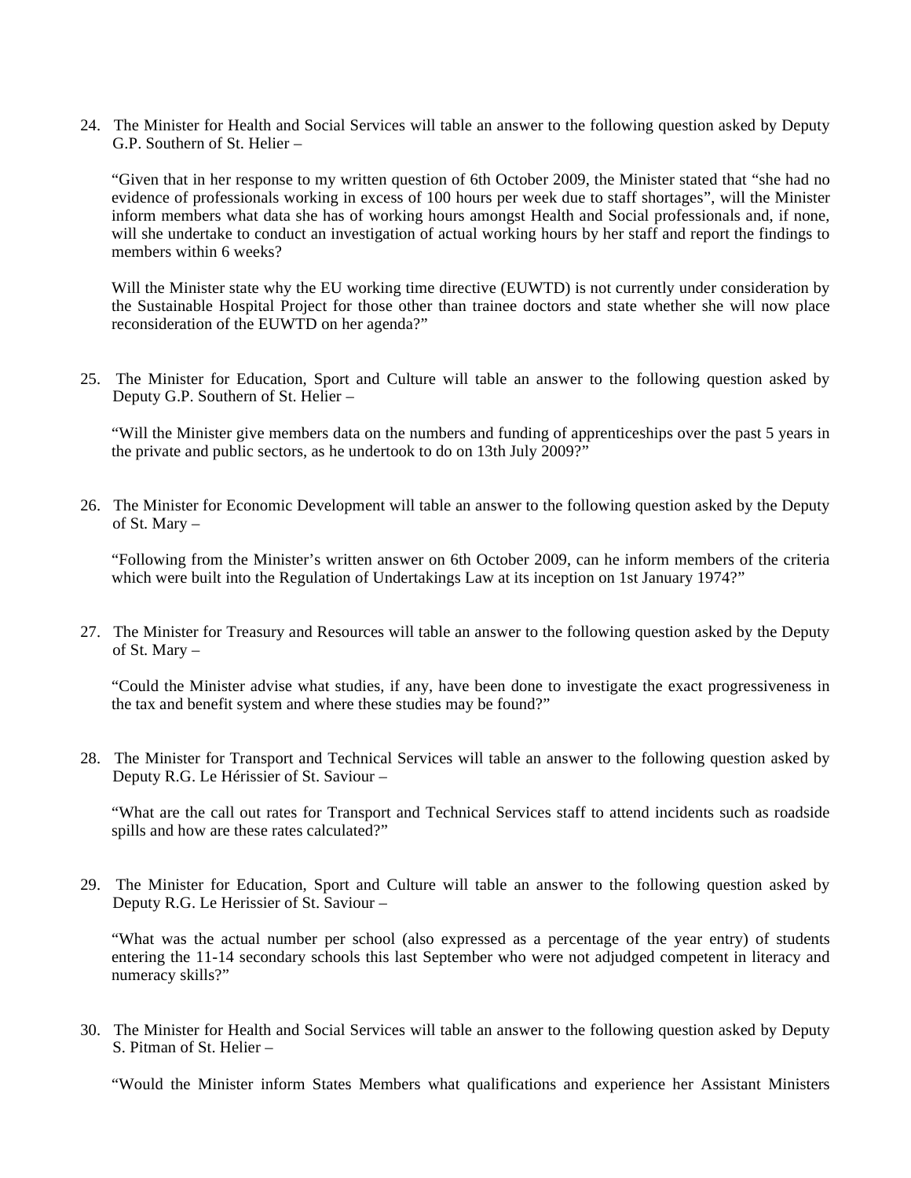24. The Minister for Health and Social Services will table an answer to the following question asked by Deputy G.P. Southern of St. Helier –

 "Given that in her response to my written question of 6th October 2009, the Minister stated that "she had no evidence of professionals working in excess of 100 hours per week due to staff shortages", will the Minister inform members what data she has of working hours amongst Health and Social professionals and, if none, will she undertake to conduct an investigation of actual working hours by her staff and report the findings to members within 6 weeks?

 Will the Minister state why the EU working time directive (EUWTD) is not currently under consideration by the Sustainable Hospital Project for those other than trainee doctors and state whether she will now place reconsideration of the EUWTD on her agenda?"

25. The Minister for Education, Sport and Culture will table an answer to the following question asked by Deputy G.P. Southern of St. Helier –

 "Will the Minister give members data on the numbers and funding of apprenticeships over the past 5 years in the private and public sectors, as he undertook to do on 13th July 2009?"

26. The Minister for Economic Development will table an answer to the following question asked by the Deputy of St. Mary –

 "Following from the Minister's written answer on 6th October 2009, can he inform members of the criteria which were built into the Regulation of Undertakings Law at its inception on 1st January 1974?"

27. The Minister for Treasury and Resources will table an answer to the following question asked by the Deputy of St. Mary –

 "Could the Minister advise what studies, if any, have been done to investigate the exact progressiveness in the tax and benefit system and where these studies may be found?"

28. The Minister for Transport and Technical Services will table an answer to the following question asked by Deputy R.G. Le Hérissier of St. Saviour –

 "What are the call out rates for Transport and Technical Services staff to attend incidents such as roadside spills and how are these rates calculated?"

29. The Minister for Education, Sport and Culture will table an answer to the following question asked by Deputy R.G. Le Herissier of St. Saviour –

 "What was the actual number per school (also expressed as a percentage of the year entry) of students entering the 11-14 secondary schools this last September who were not adjudged competent in literacy and numeracy skills?"

30. The Minister for Health and Social Services will table an answer to the following question asked by Deputy S. Pitman of St. Helier –

 "Would the Minister inform States Members what qualifications and experience her Assistant Ministers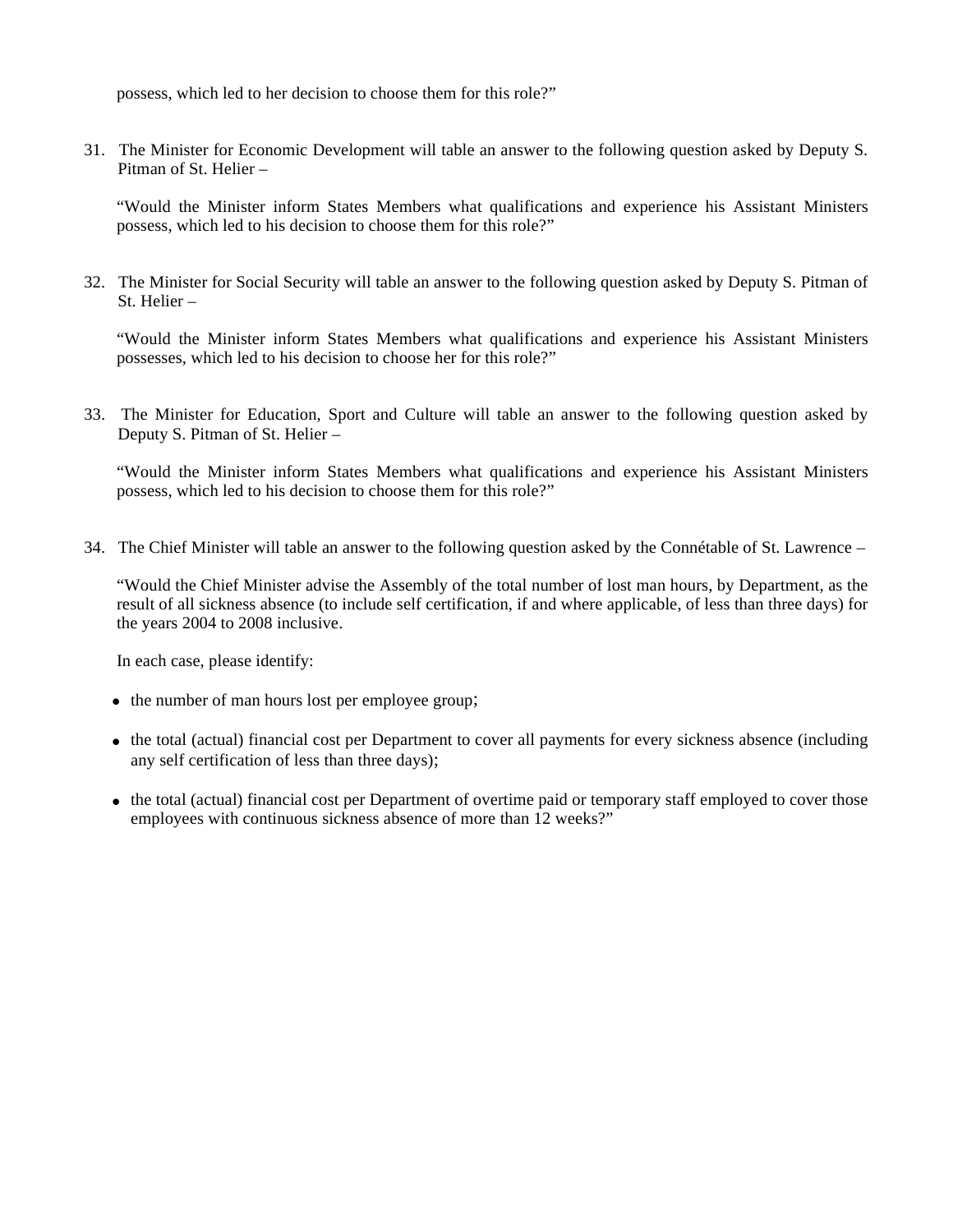possess, which led to her decision to choose them for this role?"

31. The Minister for Economic Development will table an answer to the following question asked by Deputy S. Pitman of St. Helier –

   "Would the Minister inform States Members what qualifications and experience his Assistant Ministers possess, which led to his decision to choose them for this role?"

32. The Minister for Social Security will table an answer to the following question asked by Deputy S. Pitman of St. Helier –

   "Would the Minister inform States Members what qualifications and experience his Assistant Ministers possesses, which led to his decision to choose her for this role?"

33. The Minister for Education, Sport and Culture will table an answer to the following question asked by Deputy S. Pitman of St. Helier –

   "Would the Minister inform States Members what qualifications and experience his Assistant Ministers possess, which led to his decision to choose them for this role?"

34. The Chief Minister will table an answer to the following question asked by the Connétable of St. Lawrence –

   "Would the Chief Minister advise the Assembly of the total number of lost man hours, by Department, as the result of all sickness absence (to include self certification, if and where applicable, of less than three days) for the years 2004 to 2008 inclusive.

   In each case, please identify:

   - the number of man hours lost per employee group;
   - the total (actual) financial cost per Department to cover all payments for every sickness absence (including any self certification of less than three days);
   - the total (actual) financial cost per Department of overtime paid or temporary staff employed to cover those employees with continuous sickness absence of more than 12 weeks?"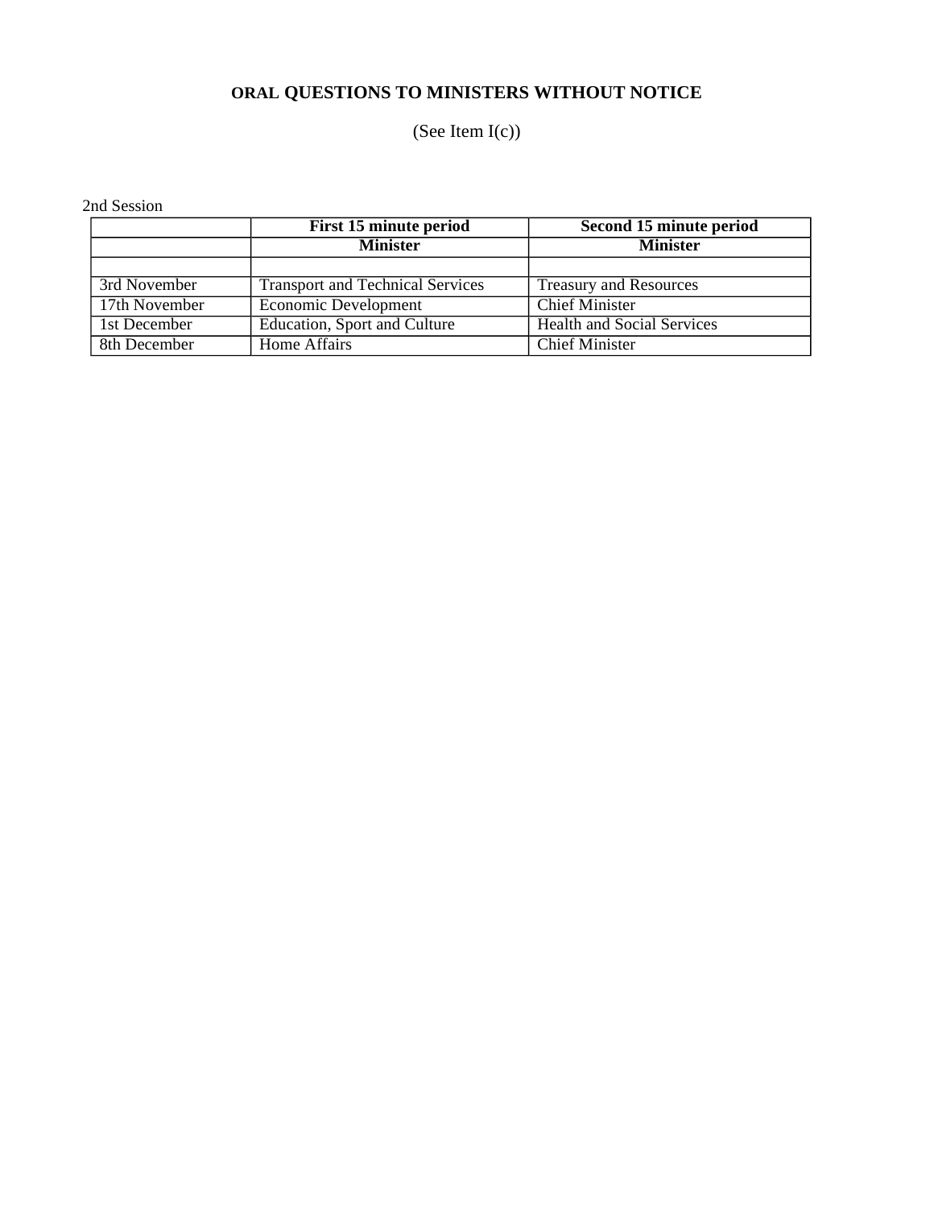# ORAL QUESTIONS TO MINISTERS WITHOUT NOTICE

(See Item I(c))

2nd Session

| | First 15 minute period | Second 15 minute period |
|---|---|---|
| | **Minister** | **Minister** |
| | | |
| 3rd November | Transport and Technical Services | Treasury and Resources |
| 17th November | Economic Development | Chief Minister |
| 1st December | Education, Sport and Culture | Health and Social Services |
| 8th December | Home Affairs | Chief Minister |